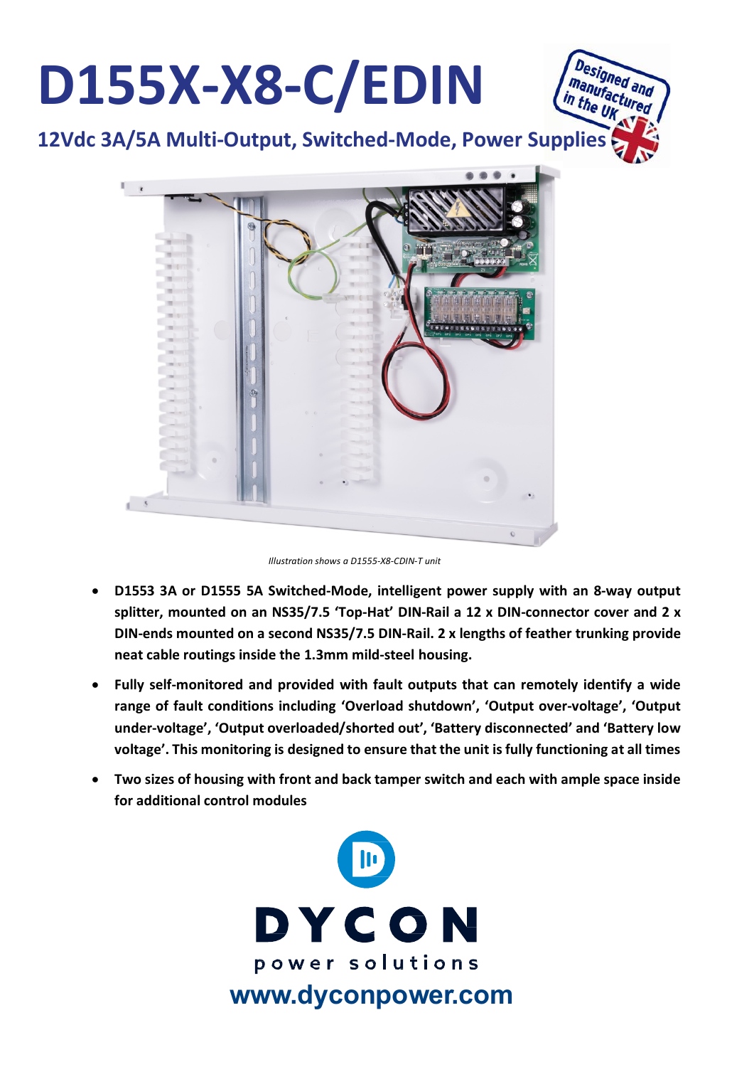# D155X-X8-C/EDIN

## 12Vdc 3A/5A Multi-Output, Switched-Mode, Power Supplies

Designed and manufactured in the UK

*Illustration shows a D1555-X8-CDIN-T unit*

- **D1553 3A or D1555 5A Switched-Mode, intelligent power supply with an 8-way output splitter, mounted on an NS35/7.5 'Top-Hat' DIN-Rail a 12 x DIN-connector cover and 2 x DIN-ends mounted on a second NS35/7.5 DIN-Rail. 2 x lengths of feather trunking provide neat cable routings inside the 1.3mm mild-steel housing.**
- **Fully self-monitored and provided with fault outputs that can remotely identify a wide range of fault conditions including 'Overload shutdown', 'Output over-voltage', 'Output under-voltage', 'Output overloaded/shorted out', 'Battery disconnected' and 'Battery low voltage'. This monitoring is designed to ensure that the unit is fully functioning at all times**
- **Two sizes of housing with front and back tamper switch and each with ample space inside for additional control modules**

DYCON

power solutions

www.dyconpower.com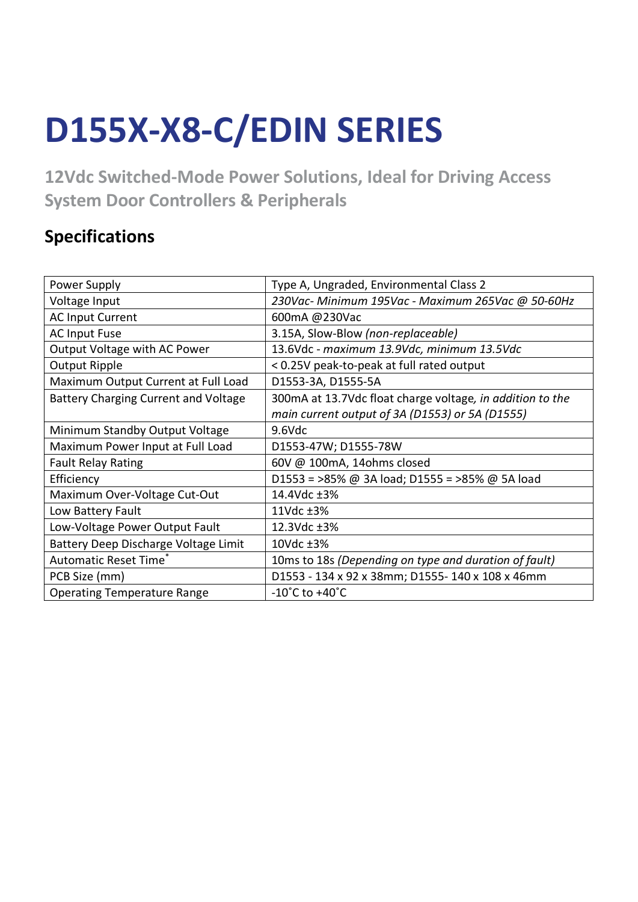# D155X-X8-C/EDIN SERIES

## 12Vdc Switched-Mode Power Solutions, Ideal for Driving Access System Door Controllers & Peripherals

### Specifications

| | |
|---|---|
| Power Supply | Type A, Ungraded, Environmental Class 2 |
| Voltage Input | *230Vac- Minimum 195Vac - Maximum 265Vac @ 50-60Hz* |
| AC Input Current | 600mA @230Vac |
| AC Input Fuse | 3.15A, Slow-Blow *(non-replaceable)* |
| Output Voltage with AC Power | 13.6Vdc - *maximum 13.9Vdc, minimum 13.5Vdc* |
| Output Ripple | < 0.25V peak-to-peak at full rated output |
| Maximum Output Current at Full Load | D1553-3A, D1555-5A |
| Battery Charging Current and Voltage | 300mA at 13.7Vdc float charge voltage*, in addition to the main current output of 3A (D1553) or 5A (D1555)* |
| Minimum Standby Output Voltage | 9.6Vdc |
| Maximum Power Input at Full Load | D1553-47W; D1555-78W |
| Fault Relay Rating | 60V @ 100mA, 14ohms closed |
| Efficiency | D1553 = >85% @ 3A load; D1555 = >85% @ 5A load |
| Maximum Over-Voltage Cut-Out | 14.4Vdc ±3% |
| Low Battery Fault | 11Vdc ±3% |
| Low-Voltage Power Output Fault | 12.3Vdc ±3% |
| Battery Deep Discharge Voltage Limit | 10Vdc ±3% |
| Automatic Reset Time* | 10ms to 18s *(Depending on type and duration of fault)* |
| PCB Size (mm) | D1553 - 134 x 92 x 38mm; D1555- 140 x 108 x 46mm |
| Operating Temperature Range | -10˚C to +40˚C |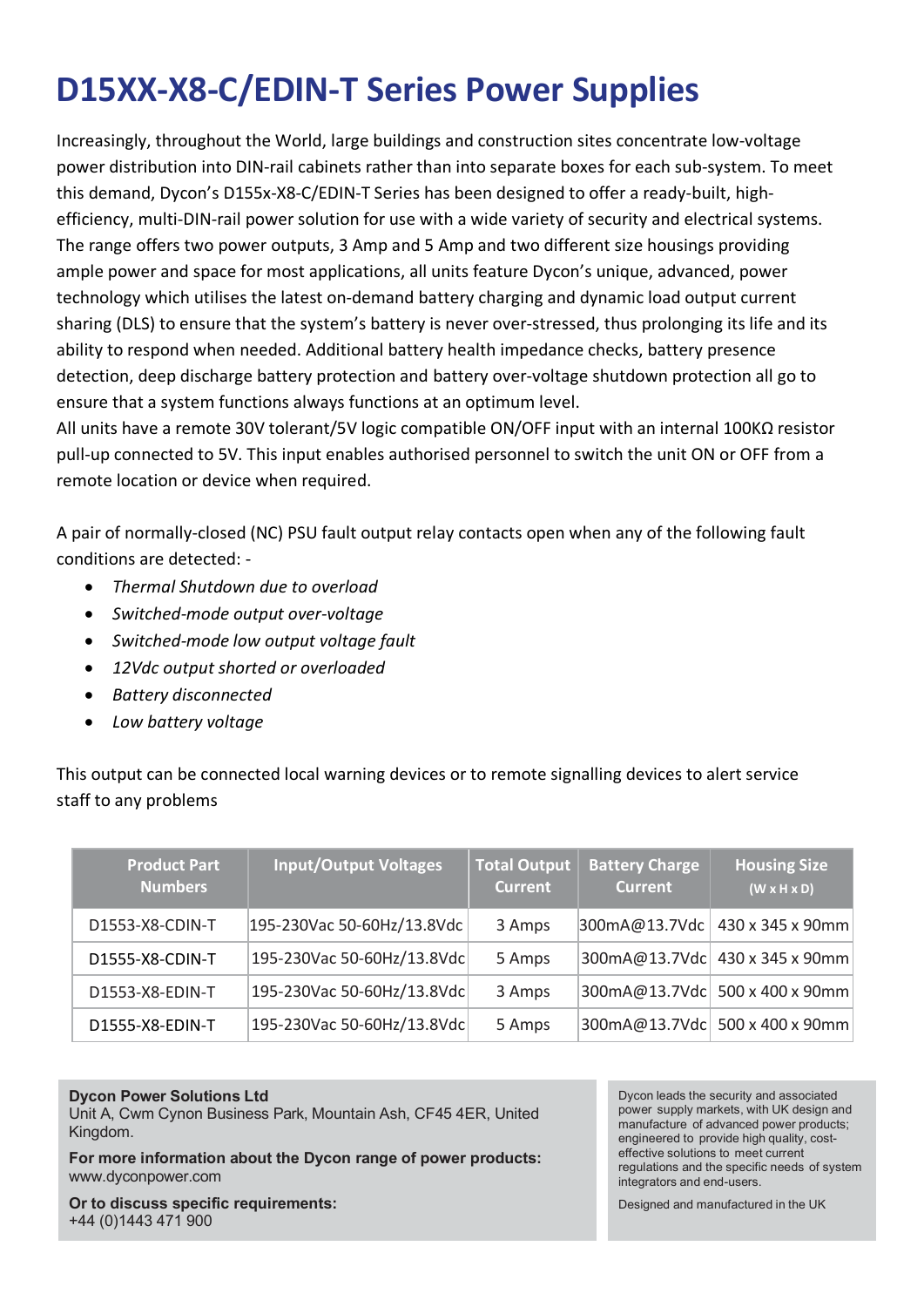# D15XX-X8-C/EDIN-T Series Power Supplies

Increasingly, throughout the World, large buildings and construction sites concentrate low-voltage power distribution into DIN-rail cabinets rather than into separate boxes for each sub-system. To meet this demand, Dycon's D155x-X8-C/EDIN-T Series has been designed to offer a ready-built, high-efficiency, multi-DIN-rail power solution for use with a wide variety of security and electrical systems. The range offers two power outputs, 3 Amp and 5 Amp and two different size housings providing ample power and space for most applications, all units feature Dycon's unique, advanced, power technology which utilises the latest on-demand battery charging and dynamic load output current sharing (DLS) to ensure that the system's battery is never over-stressed, thus prolonging its life and its ability to respond when needed. Additional battery health impedance checks, battery presence detection, deep discharge battery protection and battery over-voltage shutdown protection all go to ensure that a system functions always functions at an optimum level.
All units have a remote 30V tolerant/5V logic compatible ON/OFF input with an internal 100KΩ resistor pull-up connected to 5V. This input enables authorised personnel to switch the unit ON or OFF from a remote location or device when required.

A pair of normally-closed (NC) PSU fault output relay contacts open when any of the following fault conditions are detected: -

- *Thermal Shutdown due to overload*
- *Switched-mode output over-voltage*
- *Switched-mode low output voltage fault*
- *12Vdc output shorted or overloaded*
- *Battery disconnected*
- *Low battery voltage*

This output can be connected local warning devices or to remote signalling devices to alert service staff to any problems

| Product Part Numbers | Input/Output Voltages | Total Output Current | Battery Charge Current | Housing Size (W x H x D) |
|---|---|---|---|---|
| D1553-X8-CDIN-T | 195-230Vac 50-60Hz/13.8Vdc | 3 Amps | 300mA@13.7Vdc | 430 x 345 x 90mm |
| D1555-X8-CDIN-T | 195-230Vac 50-60Hz/13.8Vdc | 5 Amps | 300mA@13.7Vdc | 430 x 345 x 90mm |
| D1553-X8-EDIN-T | 195-230Vac 50-60Hz/13.8Vdc | 3 Amps | 300mA@13.7Vdc | 500 x 400 x 90mm |
| D1555-X8-EDIN-T | 195-230Vac 50-60Hz/13.8Vdc | 5 Amps | 300mA@13.7Vdc | 500 x 400 x 90mm |

**Dycon Power Solutions Ltd**
Unit A, Cwm Cynon Business Park, Mountain Ash, CF45 4ER, United Kingdom.

**For more information about the Dycon range of power products:**
www.dyconpower.com

**Or to discuss specific requirements:**
+44 (0)1443 471 900

Dycon leads the security and associated power supply markets, with UK design and manufacture of advanced power products; engineered to provide high quality, cost-effective solutions to meet current regulations and the specific needs of system integrators and end-users.

Designed and manufactured in the UK